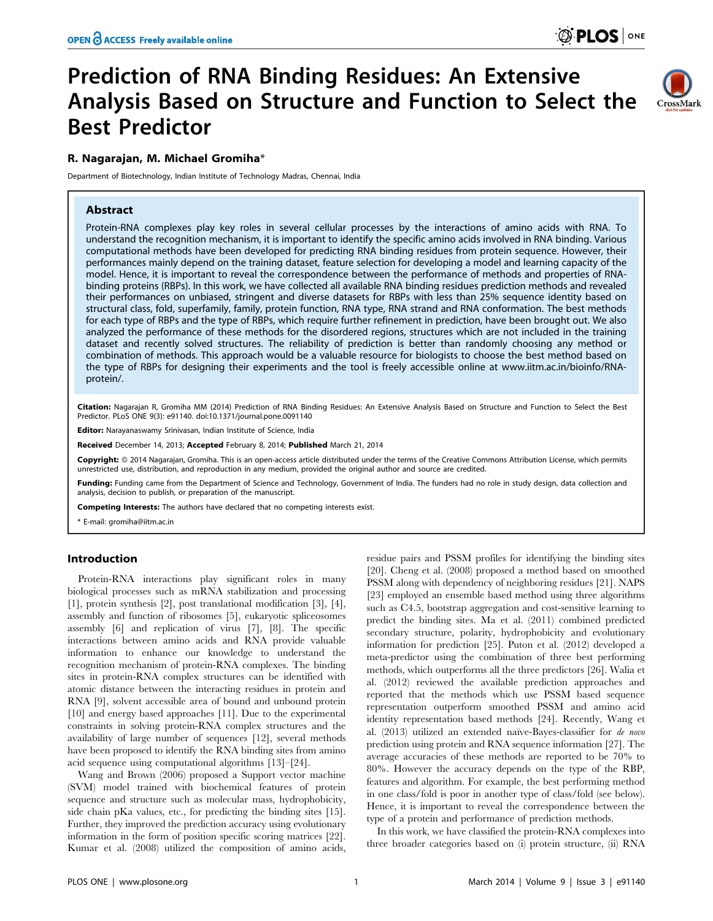# Prediction of RNA Binding Residues: An Extensive Analysis Based on Structure and Function to Select the Best Predictor

**R. Nagarajan, M. Michael Gromiha***

Department of Biotechnology, Indian Institute of Technology Madras, Chennai, India

## Abstract

Protein-RNA complexes play key roles in several cellular processes by the interactions of amino acids with RNA. To understand the recognition mechanism, it is important to identify the specific amino acids involved in RNA binding. Various computational methods have been developed for predicting RNA binding residues from protein sequence. However, their performances mainly depend on the training dataset, feature selection for developing a model and learning capacity of the model. Hence, it is important to reveal the correspondence between the performance of methods and properties of RNA-binding proteins (RBPs). In this work, we have collected all available RNA binding residues prediction methods and revealed their performances on unbiased, stringent and diverse datasets for RBPs with less than 25% sequence identity based on structural class, fold, superfamily, family, protein function, RNA type, RNA strand and RNA conformation. The best methods for each type of RBPs and the type of RBPs, which require further refinement in prediction, have been brought out. We also analyzed the performance of these methods for the disordered regions, structures which are not included in the training dataset and recently solved structures. The reliability of prediction is better than randomly choosing any method or combination of methods. This approach would be a valuable resource for biologists to choose the best method based on the type of RBPs for designing their experiments and the tool is freely accessible online at www.iitm.ac.in/bioinfo/RNA-protein/.

**Citation:** Nagarajan R, Gromiha MM (2014) Prediction of RNA Binding Residues: An Extensive Analysis Based on Structure and Function to Select the Best Predictor. PLoS ONE 9(3): e91140. doi:10.1371/journal.pone.0091140

**Editor:** Narayanaswamy Srinivasan, Indian Institute of Science, India

**Received** December 14, 2013; **Accepted** February 8, 2014; **Published** March 21, 2014

**Copyright:** © 2014 Nagarajan, Gromiha. This is an open-access article distributed under the terms of the Creative Commons Attribution License, which permits unrestricted use, distribution, and reproduction in any medium, provided the original author and source are credited.

**Funding:** Funding came from the Department of Science and Technology, Government of India. The funders had no role in study design, data collection and analysis, decision to publish, or preparation of the manuscript.

**Competing Interests:** The authors have declared that no competing interests exist.

\* E-mail: gromiha@iitm.ac.in

## Introduction

Protein-RNA interactions play significant roles in many biological processes such as mRNA stabilization and processing [1], protein synthesis [2], post translational modification [3], [4], assembly and function of ribosomes [5], eukaryotic spliceosomes assembly [6] and replication of virus [7], [8]. The specific interactions between amino acids and RNA provide valuable information to enhance our knowledge to understand the recognition mechanism of protein-RNA complexes. The binding sites in protein-RNA complex structures can be identified with atomic distance between the interacting residues in protein and RNA [9], solvent accessible area of bound and unbound protein [10] and energy based approaches [11]. Due to the experimental constraints in solving protein-RNA complex structures and the availability of large number of sequences [12], several methods have been proposed to identify the RNA binding sites from amino acid sequence using computational algorithms [13]–[24].

Wang and Brown (2006) proposed a Support vector machine (SVM) model trained with biochemical features of protein sequence and structure such as molecular mass, hydrophobicity, side chain pKa values, etc., for predicting the binding sites [15]. Further, they improved the prediction accuracy using evolutionary information in the form of position specific scoring matrices [22]. Kumar et al. (2008) utilized the composition of amino acids, residue pairs and PSSM profiles for identifying the binding sites [20]. Cheng et al. (2008) proposed a method based on smoothed PSSM along with dependency of neighboring residues [21]. NAPS [23] employed an ensemble based method using three algorithms such as C4.5, bootstrap aggregation and cost-sensitive learning to predict the binding sites. Ma et al. (2011) combined predicted secondary structure, polarity, hydrophobicity and evolutionary information for prediction [25]. Puton et al. (2012) developed a meta-predictor using the combination of three best performing methods, which outperforms all the three predictors [26]. Walia et al. (2012) reviewed the available prediction approaches and reported that the methods which use PSSM based sequence representation outperform smoothed PSSM and amino acid identity representation based methods [24]. Recently, Wang et al. (2013) utilized an extended naïve-Bayes-classifier for *de novo* prediction using protein and RNA sequence information [27]. The average accuracies of these methods are reported to be 70% to 80%. However the accuracy depends on the type of the RBP, features and algorithm. For example, the best performing method in one class/fold is poor in another type of class/fold (see below). Hence, it is important to reveal the correspondence between the type of a protein and performance of prediction methods.

In this work, we have classified the protein-RNA complexes into three broader categories based on (i) protein structure, (ii) RNA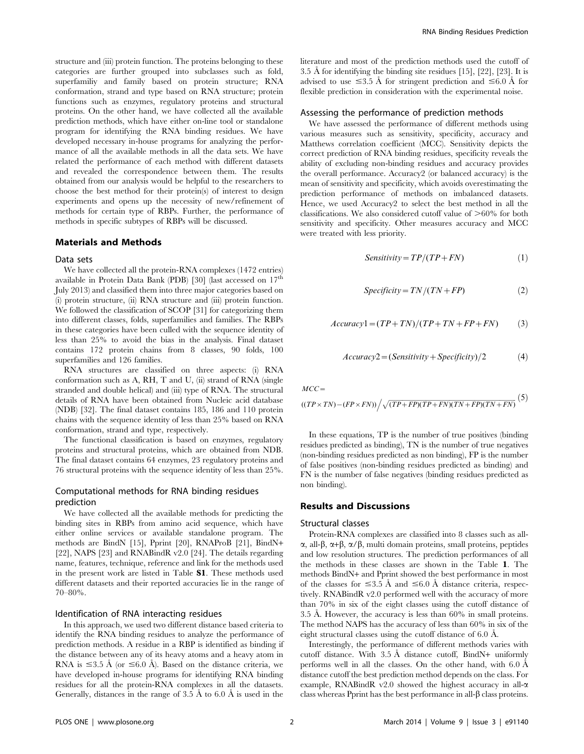structure and (iii) protein function. The proteins belonging to these categories are further grouped into subclasses such as fold, superfamiliy and family based on protein structure; RNA conformation, strand and type based on RNA structure; protein functions such as enzymes, regulatory proteins and structural proteins. On the other hand, we have collected all the available prediction methods, which have either on-line tool or standalone program for identifying the RNA binding residues. We have developed necessary in-house programs for analyzing the performance of all the available methods in all the data sets. We have related the performance of each method with different datasets and revealed the correspondence between them. The results obtained from our analysis would be helpful to the researchers to choose the best method for their protein(s) of interest to design experiments and opens up the necessity of new/refinement of methods for certain type of RBPs. Further, the performance of methods in specific subtypes of RBPs will be discussed.

## Materials and Methods

### Data sets

We have collected all the protein-RNA complexes (1472 entries) available in Protein Data Bank (PDB) [30] (last accessed on 17th July 2013) and classified them into three major categories based on (i) protein structure, (ii) RNA structure and (iii) protein function. We followed the classification of SCOP [31] for categorizing them into different classes, folds, superfamilies and families. The RBPs in these categories have been culled with the sequence identity of less than 25% to avoid the bias in the analysis. Final dataset contains 172 protein chains from 8 classes, 90 folds, 100 superfamilies and 126 families.

RNA structures are classified on three aspects: (i) RNA conformation such as A, RH, T and U, (ii) strand of RNA (single stranded and double helical) and (iii) type of RNA. The structural details of RNA have been obtained from Nucleic acid database (NDB) [32]. The final dataset contains 185, 186 and 110 protein chains with the sequence identity of less than 25% based on RNA conformation, strand and type, respectively.

The functional classification is based on enzymes, regulatory proteins and structural proteins, which are obtained from NDB. The final dataset contains 64 enzymes, 23 regulatory proteins and 76 structural proteins with the sequence identity of less than 25%.

### Computational methods for RNA binding residues prediction

We have collected all the available methods for predicting the binding sites in RBPs from amino acid sequence, which have either online services or available standalone program. The methods are BindN [15], Pprint [20], RNAProB [21], BindN+ [22], NAPS [23] and RNABindR v2.0 [24]. The details regarding name, features, technique, reference and link for the methods used in the present work are listed in Table **S1**. These methods used different datasets and their reported accuracies lie in the range of 70–80%.

### Identification of RNA interacting residues

In this approach, we used two different distance based criteria to identify the RNA binding residues to analyze the performance of prediction methods. A residue in a RBP is identified as binding if the distance between any of its heavy atoms and a heavy atom in RNA is ≤3.5 Å (or ≤6.0 Å). Based on the distance criteria, we have developed in-house programs for identifying RNA binding residues for all the protein-RNA complexes in all the datasets. Generally, distances in the range of 3.5 Å to 6.0 Å is used in the literature and most of the prediction methods used the cutoff of 3.5 Å for identifying the binding site residues [15], [22], [23]. It is advised to use ≤3.5 Å for stringent prediction and ≤6.0 Å for flexible prediction in consideration with the experimental noise.

### Assessing the performance of prediction methods

We have assessed the performance of different methods using various measures such as sensitivity, specificity, accuracy and Matthews correlation coefficient (MCC). Sensitivity depicts the correct prediction of RNA binding residues, specificity reveals the ability of excluding non-binding residues and accuracy provides the overall performance. Accuracy2 (or balanced accuracy) is the mean of sensitivity and specificity, which avoids overestimating the prediction performance of methods on imbalanced datasets. Hence, we used Accuracy2 to select the best method in all the classifications. We also considered cutoff value of >60% for both sensitivity and specificity. Other measures accuracy and MCC were treated with less priority.

$$Sensitivity = TP/(TP + FN) \quad (1)$$

$$Specificity = TN/(TN + FP) \quad (2)$$

$$Accuracy1 = (TP + TN)/(TP + TN + FP + FN) \quad (3)$$

$$Accuracy2 = (Sensitivity + Specificity)/2 \quad (4)$$

$$MCC = ((TP \times TN) - (FP \times FN)) \Big/ \sqrt{(TP + FP)(TP + FN)(TN + FP)(TN + FN)} \quad (5)$$

In these equations, TP is the number of true positives (binding residues predicted as binding), TN is the number of true negatives (non-binding residues predicted as non binding), FP is the number of false positives (non-binding residues predicted as binding) and FN is the number of false negatives (binding residues predicted as non binding).

## Results and Discussions

### Structural classes

Protein-RNA complexes are classified into 8 classes such as all-α, all-β, α+β, α/β, multi domain proteins, small proteins, peptides and low resolution structures. The prediction performances of all the methods in these classes are shown in the Table **1**. The methods BindN+ and Pprint showed the best performance in most of the classes for ≤3.5 Å and ≤6.0 Å distance criteria, respectively. RNABindR v2.0 performed well with the accuracy of more than 70% in six of the eight classes using the cutoff distance of 3.5 Å. However, the accuracy is less than 60% in small proteins. The method NAPS has the accuracy of less than 60% in six of the eight structural classes using the cutoff distance of 6.0 Å.

Interestingly, the performance of different methods varies with cutoff distance. With 3.5 Å distance cutoff, BindN+ uniformly performs well in all the classes. On the other hand, with 6.0 Å distance cutoff the best prediction method depends on the class. For example, RNABindR v2.0 showed the highest accuracy in all-α class whereas Pprint has the best performance in all-β class proteins.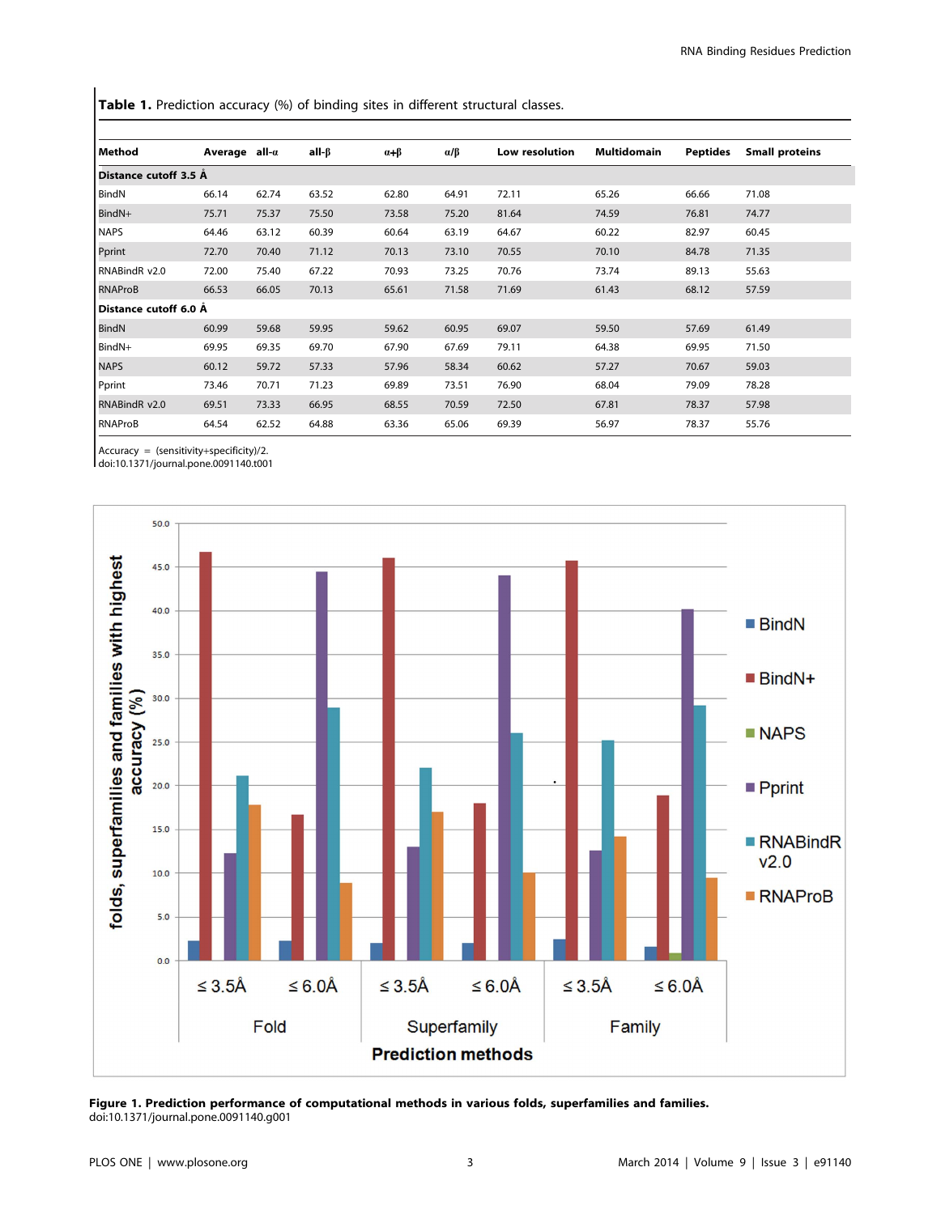**Table 1.** Prediction accuracy (%) of binding sites in different structural classes.

| Method | Average | all-α | all-β | α+β | α/β | Low resolution | Multidomain | Peptides | Small proteins |
|---|---|---|---|---|---|---|---|---|---|
| **Distance cutoff 3.5 Å** | | | | | | | | | |
| BindN | 66.14 | 62.74 | 63.52 | 62.80 | 64.91 | 72.11 | 65.26 | 66.66 | 71.08 |
| BindN+ | 75.71 | 75.37 | 75.50 | 73.58 | 75.20 | 81.64 | 74.59 | 76.81 | 74.77 |
| NAPS | 64.46 | 63.12 | 60.39 | 60.64 | 63.19 | 64.67 | 60.22 | 82.97 | 60.45 |
| Pprint | 72.70 | 70.40 | 71.12 | 70.13 | 73.10 | 70.55 | 70.10 | 84.78 | 71.35 |
| RNABindR v2.0 | 72.00 | 75.40 | 67.22 | 70.93 | 73.25 | 70.76 | 73.74 | 89.13 | 55.63 |
| RNAProB | 66.53 | 66.05 | 70.13 | 65.61 | 71.58 | 71.69 | 61.43 | 68.12 | 57.59 |
| **Distance cutoff 6.0 Å** | | | | | | | | | |
| BindN | 60.99 | 59.68 | 59.95 | 59.62 | 60.95 | 69.07 | 59.50 | 57.69 | 61.49 |
| BindN+ | 69.95 | 69.35 | 69.70 | 67.90 | 67.69 | 79.11 | 64.38 | 69.95 | 71.50 |
| NAPS | 60.12 | 59.72 | 57.33 | 57.96 | 58.34 | 60.62 | 57.27 | 70.67 | 59.03 |
| Pprint | 73.46 | 70.71 | 71.23 | 69.89 | 73.51 | 76.90 | 68.04 | 79.09 | 78.28 |
| RNABindR v2.0 | 69.51 | 73.33 | 66.95 | 68.55 | 70.59 | 72.50 | 67.81 | 78.37 | 57.98 |
| RNAProB | 64.54 | 62.52 | 64.88 | 63.36 | 65.06 | 69.39 | 56.97 | 78.37 | 55.76 |

Accuracy = (sensitivity+specificity)/2.
doi:10.1371/journal.pone.0091140.t001

**Figure 1. Prediction performance of computational methods in various folds, superfamilies and families.**
doi:10.1371/journal.pone.0091140.g001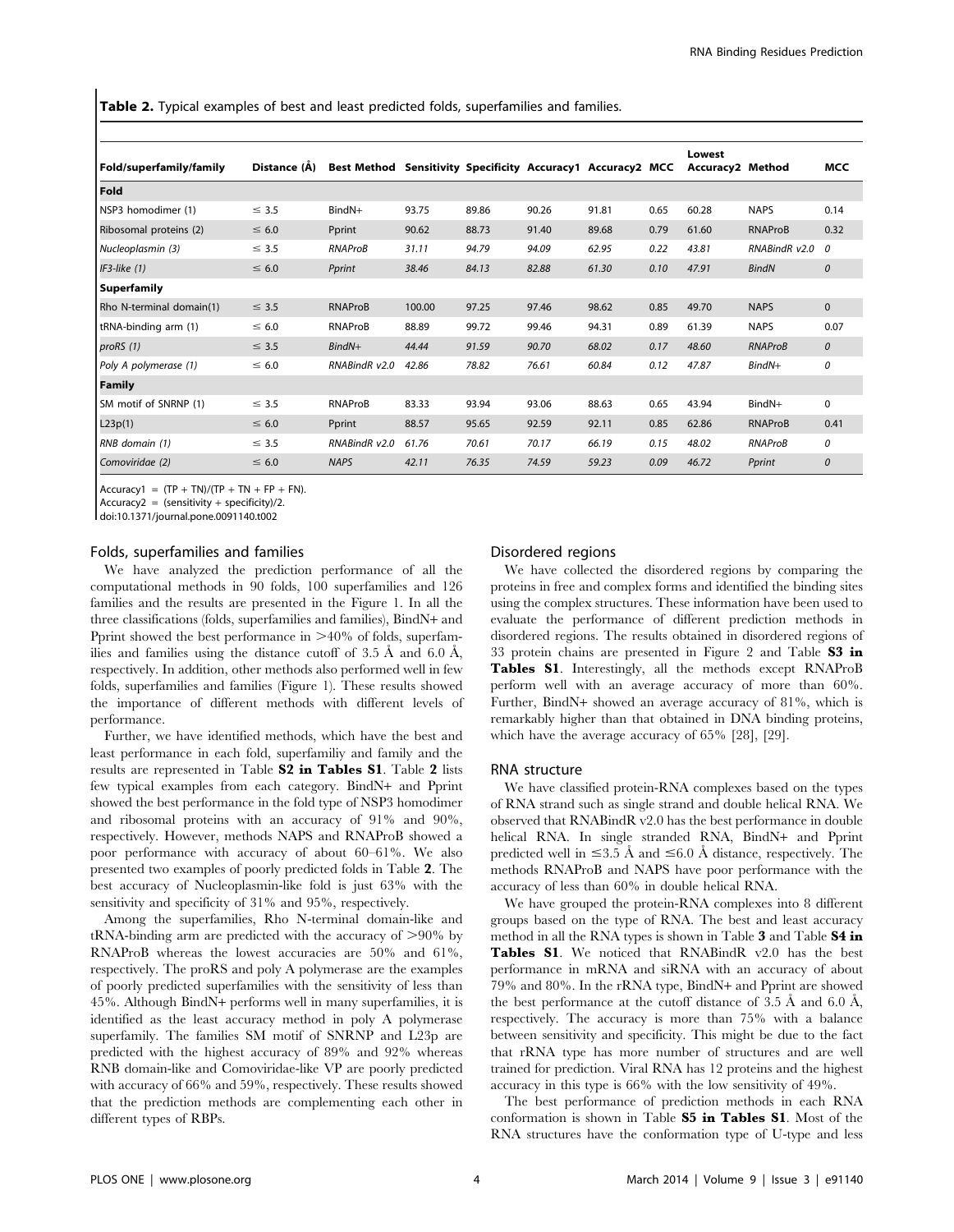**Table 2.** Typical examples of best and least predicted folds, superfamilies and families.

| Fold/superfamily/family | Distance (Å) | Best Method | Sensitivity | Specificity | Accuracy1 | Accuracy2 | MCC | Lowest Accuracy2 | Method | MCC |
|---|---|---|---|---|---|---|---|---|---|---|
| **Fold** | | | | | | | | | | |
| NSP3 homodimer (1) | ≤ 3.5 | BindN+ | 93.75 | 89.86 | 90.26 | 91.81 | 0.65 | 60.28 | NAPS | 0.14 |
| Ribosomal proteins (2) | ≤ 6.0 | Pprint | 90.62 | 88.73 | 91.40 | 89.68 | 0.79 | 61.60 | RNAProB | 0.32 |
| *Nucleoplasmin (3)* | *≤ 3.5* | *RNAProB* | *31.11* | *94.79* | *94.09* | *62.95* | *0.22* | *43.81* | *RNABindR v2.0* | *0* |
| *IF3-like (1)* | *≤ 6.0* | *Pprint* | *38.46* | *84.13* | *82.88* | *61.30* | *0.10* | *47.91* | *BindN* | *0* |
| **Superfamily** | | | | | | | | | | |
| Rho N-terminal domain(1) | ≤ 3.5 | RNAProB | 100.00 | 97.25 | 97.46 | 98.62 | 0.85 | 49.70 | NAPS | 0 |
| tRNA-binding arm (1) | ≤ 6.0 | RNAProB | 88.89 | 99.72 | 99.46 | 94.31 | 0.89 | 61.39 | NAPS | 0.07 |
| *proRS (1)* | *≤ 3.5* | *BindN+* | *44.44* | *91.59* | *90.70* | *68.02* | *0.17* | *48.60* | *RNAProB* | *0* |
| *Poly A polymerase (1)* | *≤ 6.0* | *RNABindR v2.0* | *42.86* | *78.82* | *76.61* | *60.84* | *0.12* | *47.87* | *BindN+* | *0* |
| **Family** | | | | | | | | | | |
| SM motif of SNRNP (1) | ≤ 3.5 | RNAProB | 83.33 | 93.94 | 93.06 | 88.63 | 0.65 | 43.94 | BindN+ | 0 |
| L23p(1) | ≤ 6.0 | Pprint | 88.57 | 95.65 | 92.59 | 92.11 | 0.85 | 62.86 | RNAProB | 0.41 |
| *RNB domain (1)* | *≤ 3.5* | *RNABindR v2.0* | *61.76* | *70.61* | *70.17* | *66.19* | *0.15* | *48.02* | *RNAProB* | *0* |
| *Comoviridae (2)* | *≤ 6.0* | *NAPS* | *42.11* | *76.35* | *74.59* | *59.23* | *0.09* | *46.72* | *Pprint* | *0* |

Accuracy1 = (TP + TN)/(TP + TN + FP + FN).
Accuracy2 = (sensitivity + specificity)/2.
doi:10.1371/journal.pone.0091140.t002

### Folds, superfamilies and families

We have analyzed the prediction performance of all the computational methods in 90 folds, 100 superfamilies and 126 families and the results are presented in the Figure 1. In all the three classifications (folds, superfamilies and families), BindN+ and Pprint showed the best performance in >40% of folds, superfamilies and families using the distance cutoff of 3.5 Å and 6.0 Å, respectively. In addition, other methods also performed well in few folds, superfamilies and families (Figure 1). These results showed the importance of different methods with different levels of performance.

Further, we have identified methods, which have the best and least performance in each fold, superfamiliy and family and the results are represented in Table **S2 in Tables S1**. Table **2** lists few typical examples from each category. BindN+ and Pprint showed the best performance in the fold type of NSP3 homodimer and ribosomal proteins with an accuracy of 91% and 90%, respectively. However, methods NAPS and RNAProB showed a poor performance with accuracy of about 60–61%. We also presented two examples of poorly predicted folds in Table **2**. The best accuracy of Nucleoplasmin-like fold is just 63% with the sensitivity and specificity of 31% and 95%, respectively.

Among the superfamilies, Rho N-terminal domain-like and tRNA-binding arm are predicted with the accuracy of >90% by RNAProB whereas the lowest accuracies are 50% and 61%, respectively. The proRS and poly A polymerase are the examples of poorly predicted superfamilies with the sensitivity of less than 45%. Although BindN+ performs well in many superfamilies, it is identified as the least accuracy method in poly A polymerase superfamily. The families SM motif of SNRNP and L23p are predicted with the highest accuracy of 89% and 92% whereas RNB domain-like and Comoviridae-like VP are poorly predicted with accuracy of 66% and 59%, respectively. These results showed that the prediction methods are complementing each other in different types of RBPs.

### Disordered regions

We have collected the disordered regions by comparing the proteins in free and complex forms and identified the binding sites using the complex structures. These information have been used to evaluate the performance of different prediction methods in disordered regions. The results obtained in disordered regions of 33 protein chains are presented in Figure 2 and Table **S3 in Tables S1**. Interestingly, all the methods except RNAProB perform well with an average accuracy of more than 60%. Further, BindN+ showed an average accuracy of 81%, which is remarkably higher than that obtained in DNA binding proteins, which have the average accuracy of 65% [28], [29].

### RNA structure

We have classified protein-RNA complexes based on the types of RNA strand such as single strand and double helical RNA. We observed that RNABindR v2.0 has the best performance in double helical RNA. In single stranded RNA, BindN+ and Pprint predicted well in ≤3.5 Å and ≤6.0 Å distance, respectively. The methods RNAProB and NAPS have poor performance with the accuracy of less than 60% in double helical RNA.

We have grouped the protein-RNA complexes into 8 different groups based on the type of RNA. The best and least accuracy method in all the RNA types is shown in Table **3** and Table **S4 in Tables S1**. We noticed that RNABindR v2.0 has the best performance in mRNA and siRNA with an accuracy of about 79% and 80%. In the rRNA type, BindN+ and Pprint are showed the best performance at the cutoff distance of 3.5 Å and 6.0 Å, respectively. The accuracy is more than 75% with a balance between sensitivity and specificity. This might be due to the fact that rRNA type has more number of structures and are well trained for prediction. Viral RNA has 12 proteins and the highest accuracy in this type is 66% with the low sensitivity of 49%.

The best performance of prediction methods in each RNA conformation is shown in Table **S5 in Tables S1**. Most of the RNA structures have the conformation type of U-type and less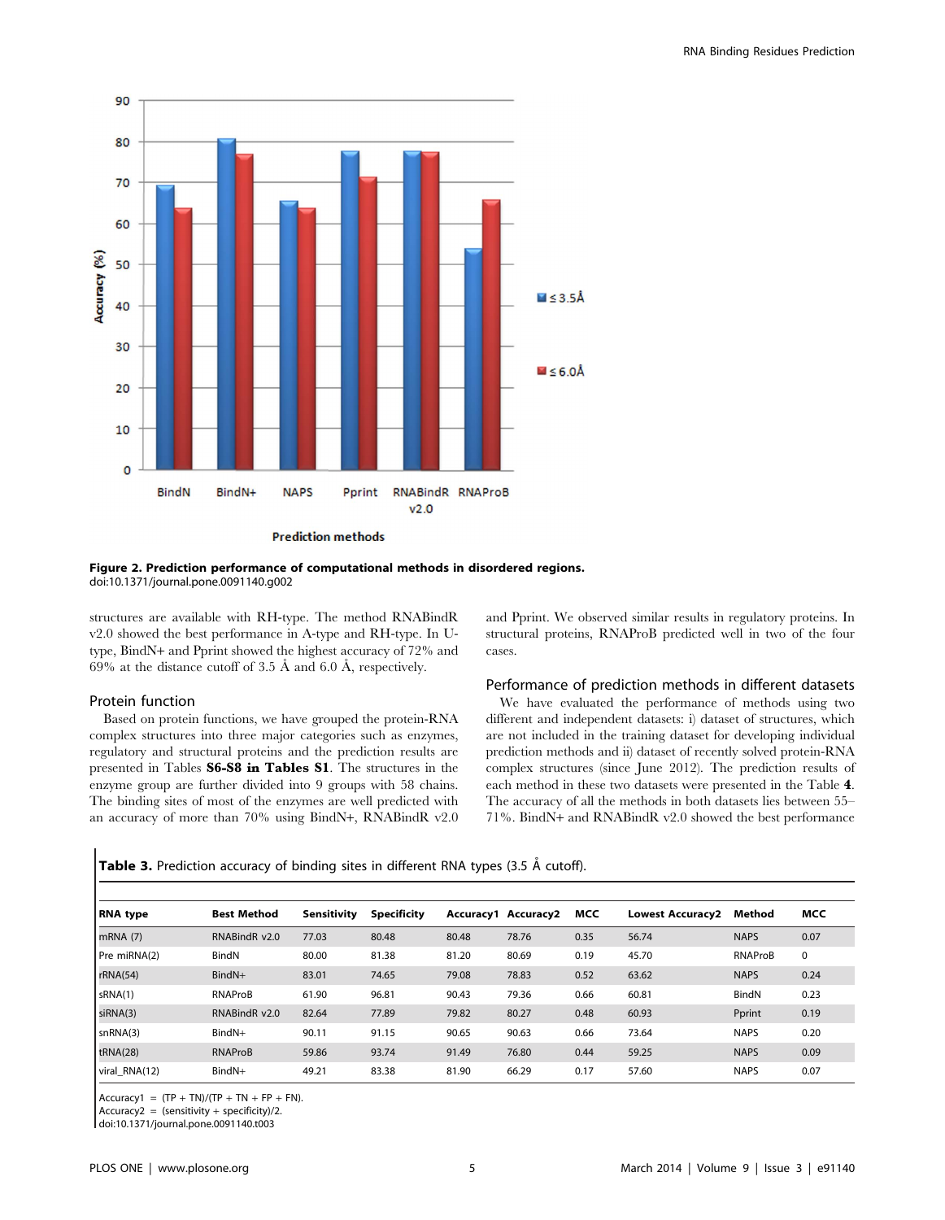**Figure 2. Prediction performance of computational methods in disordered regions.**
doi:10.1371/journal.pone.0091140.g002

structures are available with RH-type. The method RNABindR v2.0 showed the best performance in A-type and RH-type. In U-type, BindN+ and Pprint showed the highest accuracy of 72% and 69% at the distance cutoff of 3.5 Å and 6.0 Å, respectively.

### Protein function

Based on protein functions, we have grouped the protein-RNA complex structures into three major categories such as enzymes, regulatory and structural proteins and the prediction results are presented in Tables **S6-S8 in Tables S1**. The structures in the enzyme group are further divided into 9 groups with 58 chains. The binding sites of most of the enzymes are well predicted with an accuracy of more than 70% using BindN+, RNABindR v2.0 and Pprint. We observed similar results in regulatory proteins. In structural proteins, RNAProB predicted well in two of the four cases.

### Performance of prediction methods in different datasets

We have evaluated the performance of methods using two different and independent datasets: i) dataset of structures, which are not included in the training dataset for developing individual prediction methods and ii) dataset of recently solved protein-RNA complex structures (since June 2012). The prediction results of each method in these two datasets were presented in the Table **4**. The accuracy of all the methods in both datasets lies between 55–71%. BindN+ and RNABindR v2.0 showed the best performance

**Table 3.** Prediction accuracy of binding sites in different RNA types (3.5 Å cutoff).

| RNA type | Best Method | Sensitivity | Specificity | Accuracy1 | Accuracy2 | MCC | Lowest Accuracy2 | Method | MCC |
|---|---|---|---|---|---|---|---|---|---|
| mRNA (7) | RNABindR v2.0 | 77.03 | 80.48 | 80.48 | 78.76 | 0.35 | 56.74 | NAPS | 0.07 |
| Pre miRNA(2) | BindN | 80.00 | 81.38 | 81.20 | 80.69 | 0.19 | 45.70 | RNAProB | 0 |
| rRNA(54) | BindN+ | 83.01 | 74.65 | 79.08 | 78.83 | 0.52 | 63.62 | NAPS | 0.24 |
| sRNA(1) | RNAProB | 61.90 | 96.81 | 90.43 | 79.36 | 0.66 | 60.81 | BindN | 0.23 |
| siRNA(3) | RNABindR v2.0 | 82.64 | 77.89 | 79.82 | 80.27 | 0.48 | 60.93 | Pprint | 0.19 |
| snRNA(3) | BindN+ | 90.11 | 91.15 | 90.65 | 90.63 | 0.66 | 73.64 | NAPS | 0.20 |
| tRNA(28) | RNAProB | 59.86 | 93.74 | 91.49 | 76.80 | 0.44 | 59.25 | NAPS | 0.09 |
| viral_RNA(12) | BindN+ | 49.21 | 83.38 | 81.90 | 66.29 | 0.17 | 57.60 | NAPS | 0.07 |

Accuracy1 = (TP + TN)/(TP + TN + FP + FN).
Accuracy2 = (sensitivity + specificity)/2.
doi:10.1371/journal.pone.0091140.t003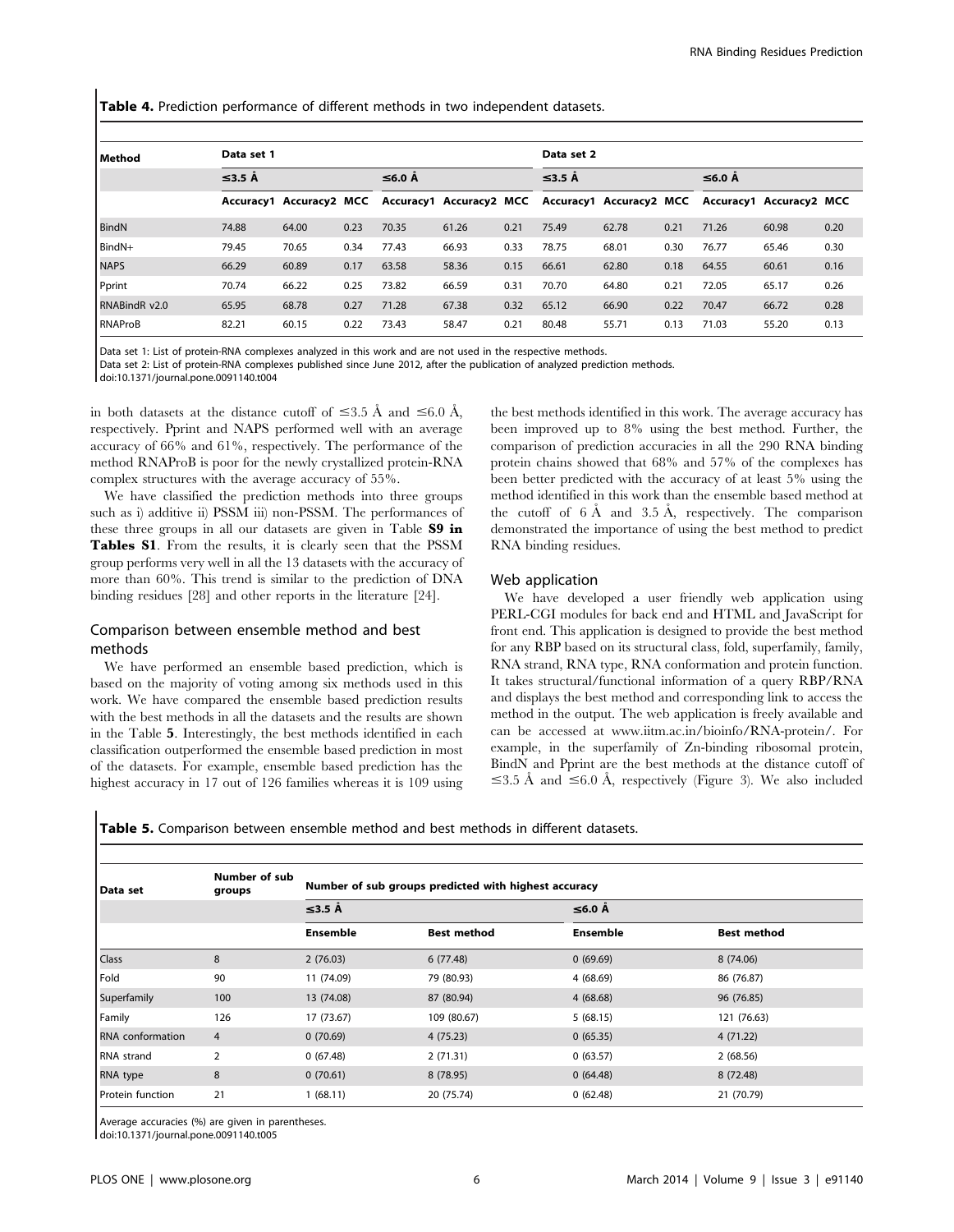**Table 4.** Prediction performance of different methods in two independent datasets.

| Method | Data set 1 | | | | | | Data set 2 | | | | | |
|---|---|---|---|---|---|---|---|---|---|---|---|---|
| | ≤3.5 Å | | | ≤6.0 Å | | | ≤3.5 Å | | | ≤6.0 Å | | |
| | Accuracy1 | Accuracy2 | MCC | Accuracy1 | Accuracy2 | MCC | Accuracy1 | Accuracy2 | MCC | Accuracy1 | Accuracy2 | MCC |
| BindN | 74.88 | 64.00 | 0.23 | 70.35 | 61.26 | 0.21 | 75.49 | 62.78 | 0.21 | 71.26 | 60.98 | 0.20 |
| BindN+ | 79.45 | 70.65 | 0.34 | 77.43 | 66.93 | 0.33 | 78.75 | 68.01 | 0.30 | 76.77 | 65.46 | 0.30 |
| NAPS | 66.29 | 60.89 | 0.17 | 63.58 | 58.36 | 0.15 | 66.61 | 62.80 | 0.18 | 64.55 | 60.61 | 0.16 |
| Pprint | 70.74 | 66.22 | 0.25 | 73.82 | 66.59 | 0.31 | 70.70 | 64.80 | 0.21 | 72.05 | 65.17 | 0.26 |
| RNABindR v2.0 | 65.95 | 68.78 | 0.27 | 71.28 | 67.38 | 0.32 | 65.12 | 66.90 | 0.22 | 70.47 | 66.72 | 0.28 |
| RNAProB | 82.21 | 60.15 | 0.22 | 73.43 | 58.47 | 0.21 | 80.48 | 55.71 | 0.13 | 71.03 | 55.20 | 0.13 |

Data set 1: List of protein-RNA complexes analyzed in this work and are not used in the respective methods.
Data set 2: List of protein-RNA complexes published since June 2012, after the publication of analyzed prediction methods.
doi:10.1371/journal.pone.0091140.t004

in both datasets at the distance cutoff of ≤3.5 Å and ≤6.0 Å, respectively. Pprint and NAPS performed well with an average accuracy of 66% and 61%, respectively. The performance of the method RNAProB is poor for the newly crystallized protein-RNA complex structures with the average accuracy of 55%.

We have classified the prediction methods into three groups such as i) additive ii) PSSM iii) non-PSSM. The performances of these three groups in all our datasets are given in Table **S9 in Tables S1**. From the results, it is clearly seen that the PSSM group performs very well in all the 13 datasets with the accuracy of more than 60%. This trend is similar to the prediction of DNA binding residues [28] and other reports in the literature [24].

## Comparison between ensemble method and best methods

We have performed an ensemble based prediction, which is based on the majority of voting among six methods used in this work. We have compared the ensemble based prediction results with the best methods in all the datasets and the results are shown in the Table **5**. Interestingly, the best methods identified in each classification outperformed the ensemble based prediction in most of the datasets. For example, ensemble based prediction has the highest accuracy in 17 out of 126 families whereas it is 109 using the best methods identified in this work. The average accuracy has been improved up to 8% using the best method. Further, the comparison of prediction accuracies in all the 290 RNA binding protein chains showed that 68% and 57% of the complexes has been better predicted with the accuracy of at least 5% using the method identified in this work than the ensemble based method at the cutoff of 6 Å and 3.5 Å, respectively. The comparison demonstrated the importance of using the best method to predict RNA binding residues.

## Web application

We have developed a user friendly web application using PERL-CGI modules for back end and HTML and JavaScript for front end. This application is designed to provide the best method for any RBP based on its structural class, fold, superfamily, family, RNA strand, RNA type, RNA conformation and protein function. It takes structural/functional information of a query RBP/RNA and displays the best method and corresponding link to access the method in the output. The web application is freely available and can be accessed at www.iitm.ac.in/bioinfo/RNA-protein/. For example, in the superfamily of Zn-binding ribosomal protein, BindN and Pprint are the best methods at the distance cutoff of ≤3.5 Å and ≤6.0 Å, respectively (Figure 3). We also included

**Table 5.** Comparison between ensemble method and best methods in different datasets.

| Data set | Number of sub groups | Number of sub groups predicted with highest accuracy | | | |
|---|---|---|---|---|---|
| | | ≤3.5 Å | | ≤6.0 Å | |
| | | Ensemble | Best method | Ensemble | Best method |
| Class | 8 | 2 (76.03) | 6 (77.48) | 0 (69.69) | 8 (74.06) |
| Fold | 90 | 11 (74.09) | 79 (80.93) | 4 (68.69) | 86 (76.87) |
| Superfamily | 100 | 13 (74.08) | 87 (80.94) | 4 (68.68) | 96 (76.85) |
| Family | 126 | 17 (73.67) | 109 (80.67) | 5 (68.15) | 121 (76.63) |
| RNA conformation | 4 | 0 (70.69) | 4 (75.23) | 0 (65.35) | 4 (71.22) |
| RNA strand | 2 | 0 (67.48) | 2 (71.31) | 0 (63.57) | 2 (68.56) |
| RNA type | 8 | 0 (70.61) | 8 (78.95) | 0 (64.48) | 8 (72.48) |
| Protein function | 21 | 1 (68.11) | 20 (75.74) | 0 (62.48) | 21 (70.79) |

Average accuracies (%) are given in parentheses.
doi:10.1371/journal.pone.0091140.t005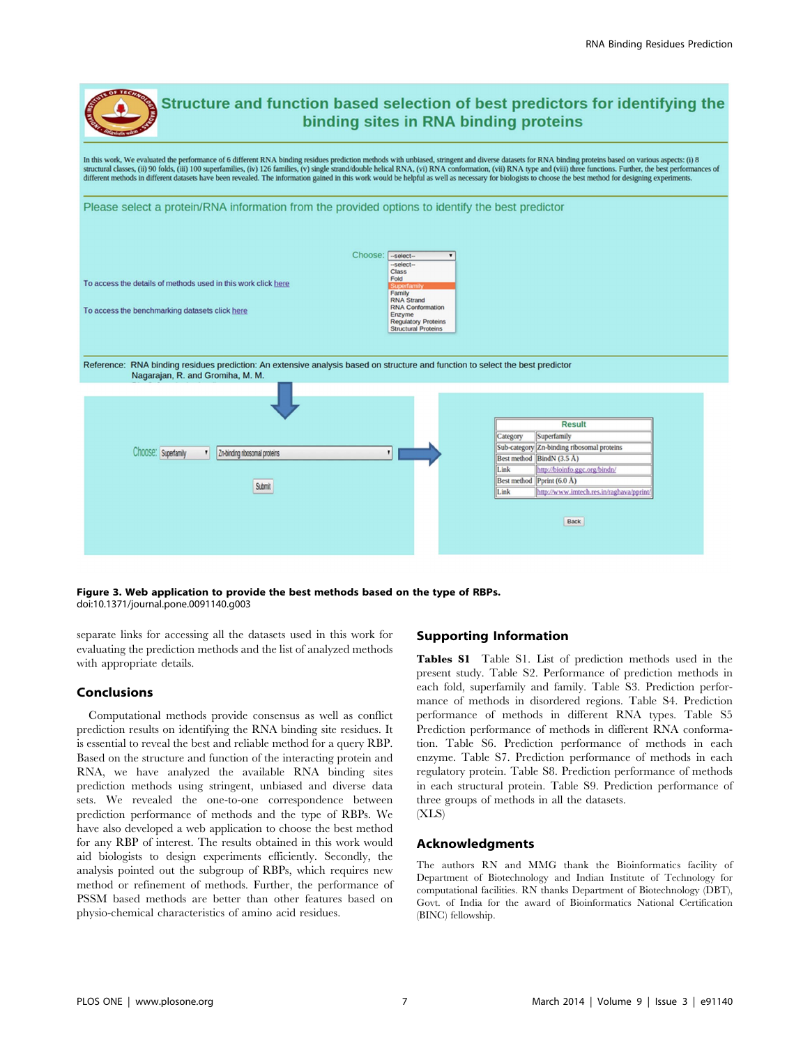**Figure 3. Web application to provide the best methods based on the type of RBPs.**
doi:10.1371/journal.pone.0091140.g003

separate links for accessing all the datasets used in this work for evaluating the prediction methods and the list of analyzed methods with appropriate details.

## Conclusions

Computational methods provide consensus as well as conflict prediction results on identifying the RNA binding site residues. It is essential to reveal the best and reliable method for a query RBP. Based on the structure and function of the interacting protein and RNA, we have analyzed the available RNA binding sites prediction methods using stringent, unbiased and diverse data sets. We revealed the one-to-one correspondence between prediction performance of methods and the type of RBPs. We have also developed a web application to choose the best method for any RBP of interest. The results obtained in this work would aid biologists to design experiments efficiently. Secondly, the analysis pointed out the subgroup of RBPs, which requires new method or refinement of methods. Further, the performance of PSSM based methods are better than other features based on physio-chemical characteristics of amino acid residues.

## Supporting Information

**Tables S1** Table S1. List of prediction methods used in the present study. Table S2. Performance of prediction methods in each fold, superfamily and family. Table S3. Prediction performance of methods in disordered regions. Table S4. Prediction performance of methods in different RNA types. Table S5 Prediction performance of methods in different RNA conformation. Table S6. Prediction performance of methods in each enzyme. Table S7. Prediction performance of methods in each regulatory protein. Table S8. Prediction performance of methods in each structural protein. Table S9. Prediction performance of three groups of methods in all the datasets.
(XLS)

## Acknowledgments

The authors RN and MMG thank the Bioinformatics facility of Department of Biotechnology and Indian Institute of Technology for computational facilities. RN thanks Department of Biotechnology (DBT), Govt. of India for the award of Bioinformatics National Certification (BINC) fellowship.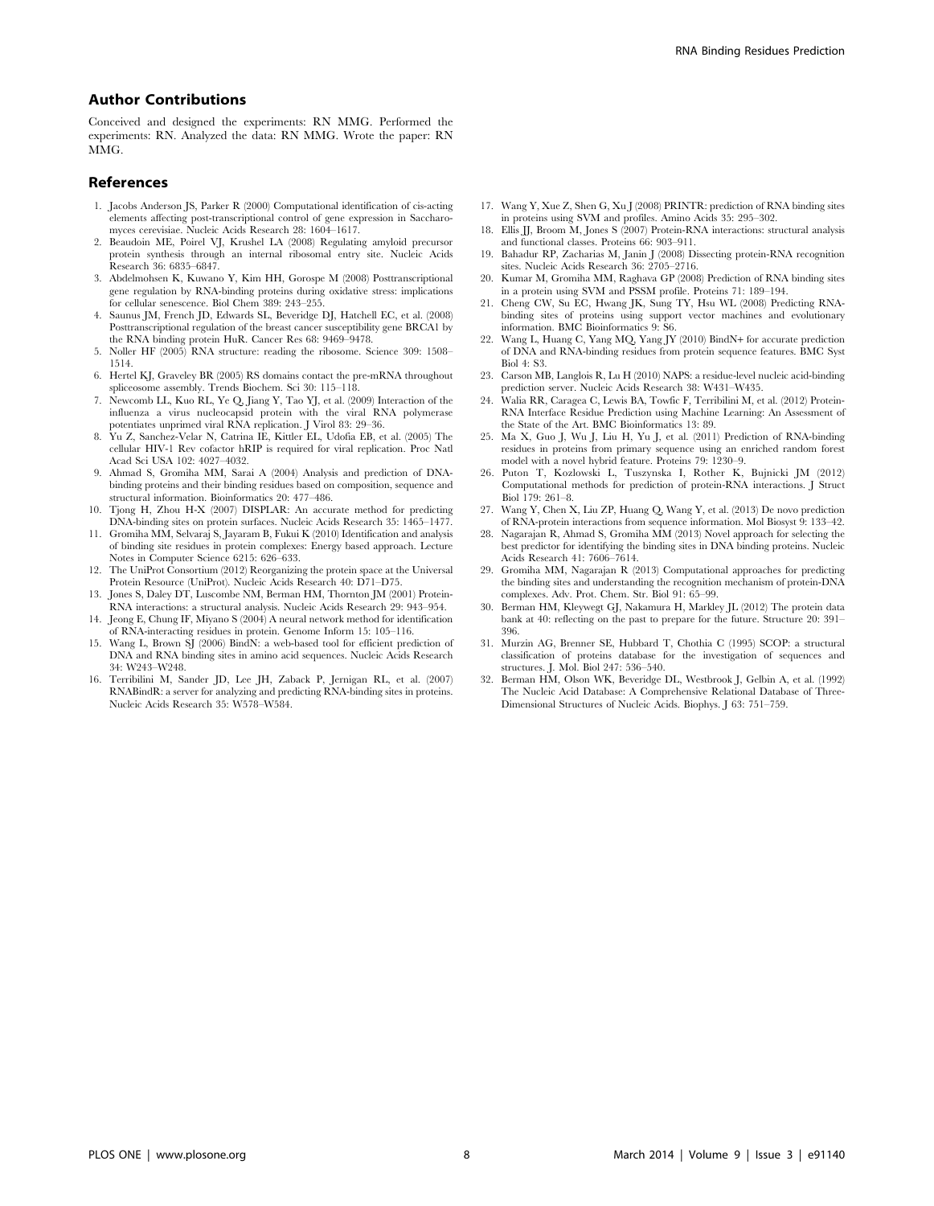## Author Contributions

Conceived and designed the experiments: RN MMG. Performed the experiments: RN. Analyzed the data: RN MMG. Wrote the paper: RN MMG.

## References

1. Jacobs Anderson JS, Parker R (2000) Computational identification of cis-acting elements affecting post-transcriptional control of gene expression in Saccharomyces cerevisiae. Nucleic Acids Research 28: 1604–1617.
2. Beaudoin ME, Poirel VJ, Krushel LA (2008) Regulating amyloid precursor protein synthesis through an internal ribosomal entry site. Nucleic Acids Research 36: 6835–6847.
3. Abdelmohsen K, Kuwano Y, Kim HH, Gorospe M (2008) Posttranscriptional gene regulation by RNA-binding proteins during oxidative stress: implications for cellular senescence. Biol Chem 389: 243–255.
4. Saunus JM, French JD, Edwards SL, Beveridge DJ, Hatchell EC, et al. (2008) Posttranscriptional regulation of the breast cancer susceptibility gene BRCA1 by the RNA binding protein HuR. Cancer Res 68: 9469–9478.
5. Noller HF (2005) RNA structure: reading the ribosome. Science 309: 1508–1514.
6. Hertel KJ, Graveley BR (2005) RS domains contact the pre-mRNA throughout spliceosome assembly. Trends Biochem. Sci 30: 115–118.
7. Newcomb LL, Kuo RL, Ye Q, Jiang Y, Tao YJ, et al. (2009) Interaction of the influenza a virus nucleocapsid protein with the viral RNA polymerase potentiates unprimed viral RNA replication. J Virol 83: 29–36.
8. Yu Z, Sanchez-Velar N, Catrina IE, Kittler EL, Udofia EB, et al. (2005) The cellular HIV-1 Rev cofactor hRIP is required for viral replication. Proc Natl Acad Sci USA 102: 4027–4032.
9. Ahmad S, Gromiha MM, Sarai A (2004) Analysis and prediction of DNA-binding proteins and their binding residues based on composition, sequence and structural information. Bioinformatics 20: 477–486.
10. Tjong H, Zhou H-X (2007) DISPLAR: An accurate method for predicting DNA-binding sites on protein surfaces. Nucleic Acids Research 35: 1465–1477.
11. Gromiha MM, Selvaraj S, Jayaram B, Fukui K (2010) Identification and analysis of binding site residues in protein complexes: Energy based approach. Lecture Notes in Computer Science 6215: 626–633.
12. The UniProt Consortium (2012) Reorganizing the protein space at the Universal Protein Resource (UniProt). Nucleic Acids Research 40: D71–D75.
13. Jones S, Daley DT, Luscombe NM, Berman HM, Thornton JM (2001) Protein-RNA interactions: a structural analysis. Nucleic Acids Research 29: 943–954.
14. Jeong E, Chung IF, Miyano S (2004) A neural network method for identification of RNA-interacting residues in protein. Genome Inform 15: 105–116.
15. Wang L, Brown SJ (2006) BindN: a web-based tool for efficient prediction of DNA and RNA binding sites in amino acid sequences. Nucleic Acids Research 34: W243–W248.
16. Terribilini M, Sander JD, Lee JH, Zaback P, Jernigan RL, et al. (2007) RNABindR: a server for analyzing and predicting RNA-binding sites in proteins. Nucleic Acids Research 35: W578–W584.
17. Wang Y, Xue Z, Shen G, Xu J (2008) PRINTR: prediction of RNA binding sites in proteins using SVM and profiles. Amino Acids 35: 295–302.
18. Ellis JJ, Broom M, Jones S (2007) Protein-RNA interactions: structural analysis and functional classes. Proteins 66: 903–911.
19. Bahadur RP, Zacharias M, Janin J (2008) Dissecting protein-RNA recognition sites. Nucleic Acids Research 36: 2705–2716.
20. Kumar M, Gromiha MM, Raghava GP (2008) Prediction of RNA binding sites in a protein using SVM and PSSM profile. Proteins 71: 189–194.
21. Cheng CW, Su EC, Hwang JK, Sung TY, Hsu WL (2008) Predicting RNA-binding sites of proteins using support vector machines and evolutionary information. BMC Bioinformatics 9: S6.
22. Wang L, Huang C, Yang MQ, Yang JY (2010) BindN+ for accurate prediction of DNA and RNA-binding residues from protein sequence features. BMC Syst Biol 4: S3.
23. Carson MB, Langlois R, Lu H (2010) NAPS: a residue-level nucleic acid-binding prediction server. Nucleic Acids Research 38: W431–W435.
24. Walia RR, Caragea C, Lewis BA, Towfic F, Terribilini M, et al. (2012) Protein-RNA Interface Residue Prediction using Machine Learning: An Assessment of the State of the Art. BMC Bioinformatics 13: 89.
25. Ma X, Guo J, Wu J, Liu H, Yu J, et al. (2011) Prediction of RNA-binding residues in proteins from primary sequence using an enriched random forest model with a novel hybrid feature. Proteins 79: 1230–9.
26. Puton T, Kozlowski L, Tuszynska I, Rother K, Bujnicki JM (2012) Computational methods for prediction of protein-RNA interactions. J Struct Biol 179: 261–8.
27. Wang Y, Chen X, Liu ZP, Huang Q, Wang Y, et al. (2013) De novo prediction of RNA-protein interactions from sequence information. Mol Biosyst 9: 133–42.
28. Nagarajan R, Ahmad S, Gromiha MM (2013) Novel approach for selecting the best predictor for identifying the binding sites in DNA binding proteins. Nucleic Acids Research 41: 7606–7614.
29. Gromiha MM, Nagarajan R (2013) Computational approaches for predicting the binding sites and understanding the recognition mechanism of protein-DNA complexes. Adv. Prot. Chem. Str. Biol 91: 65–99.
30. Berman HM, Kleywegt GJ, Nakamura H, Markley JL (2012) The protein data bank at 40: reflecting on the past to prepare for the future. Structure 20: 391–396.
31. Murzin AG, Brenner SE, Hubbard T, Chothia C (1995) SCOP: a structural classification of proteins database for the investigation of sequences and structures. J. Mol. Biol 247: 536–540.
32. Berman HM, Olson WK, Beveridge DL, Westbrook J, Gelbin A, et al. (1992) The Nucleic Acid Database: A Comprehensive Relational Database of Three-Dimensional Structures of Nucleic Acids. Biophys. J 63: 751–759.